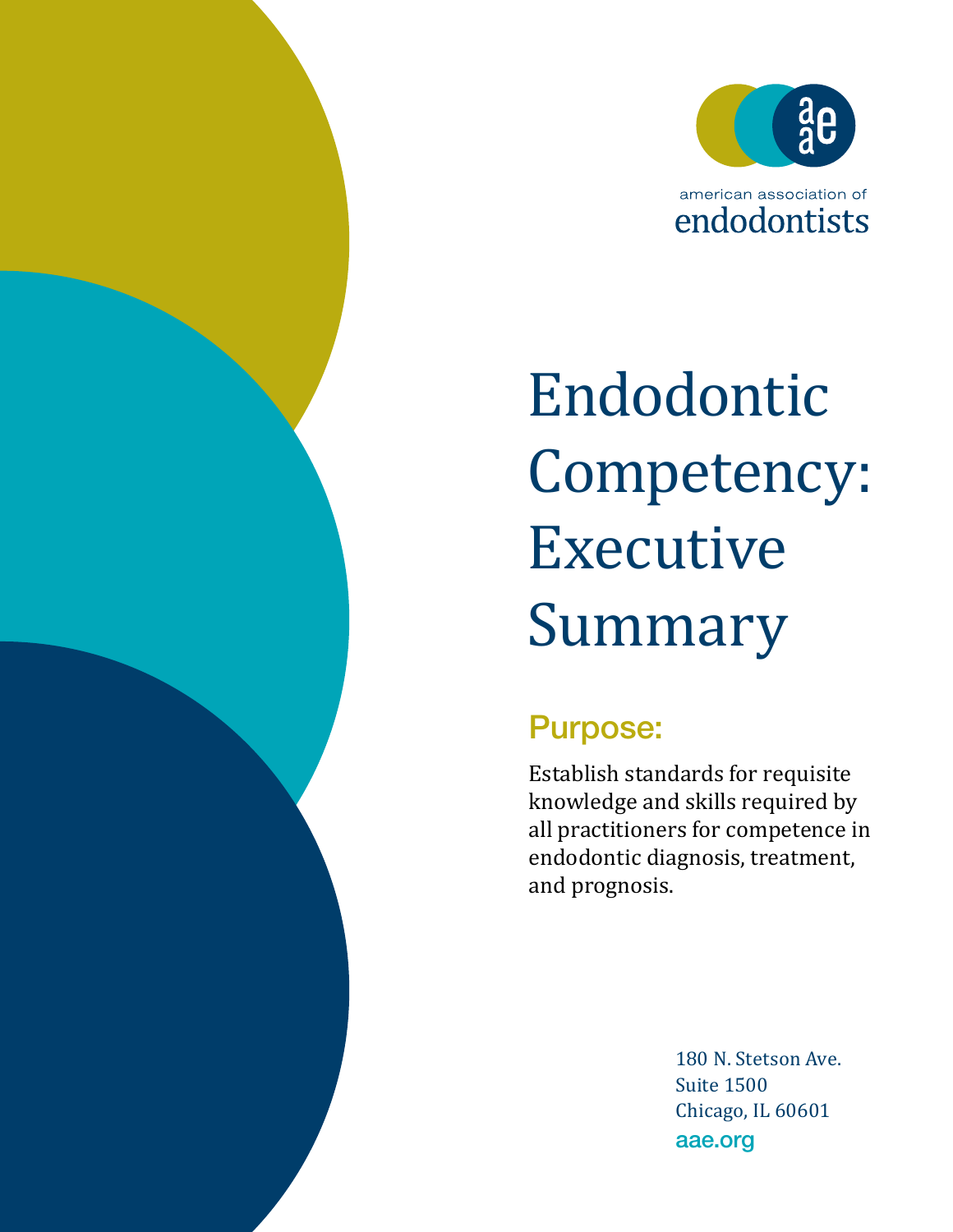american association of endodontists

# Endodontic Competency: Executive Summary

## Purpose:

Establish standards for requisite knowledge and skills required by all practitioners for competence in endodontic diagnosis, treatment, and prognosis.

180 N. Stetson Ave.
Suite 1500
Chicago, IL 60601
aae.org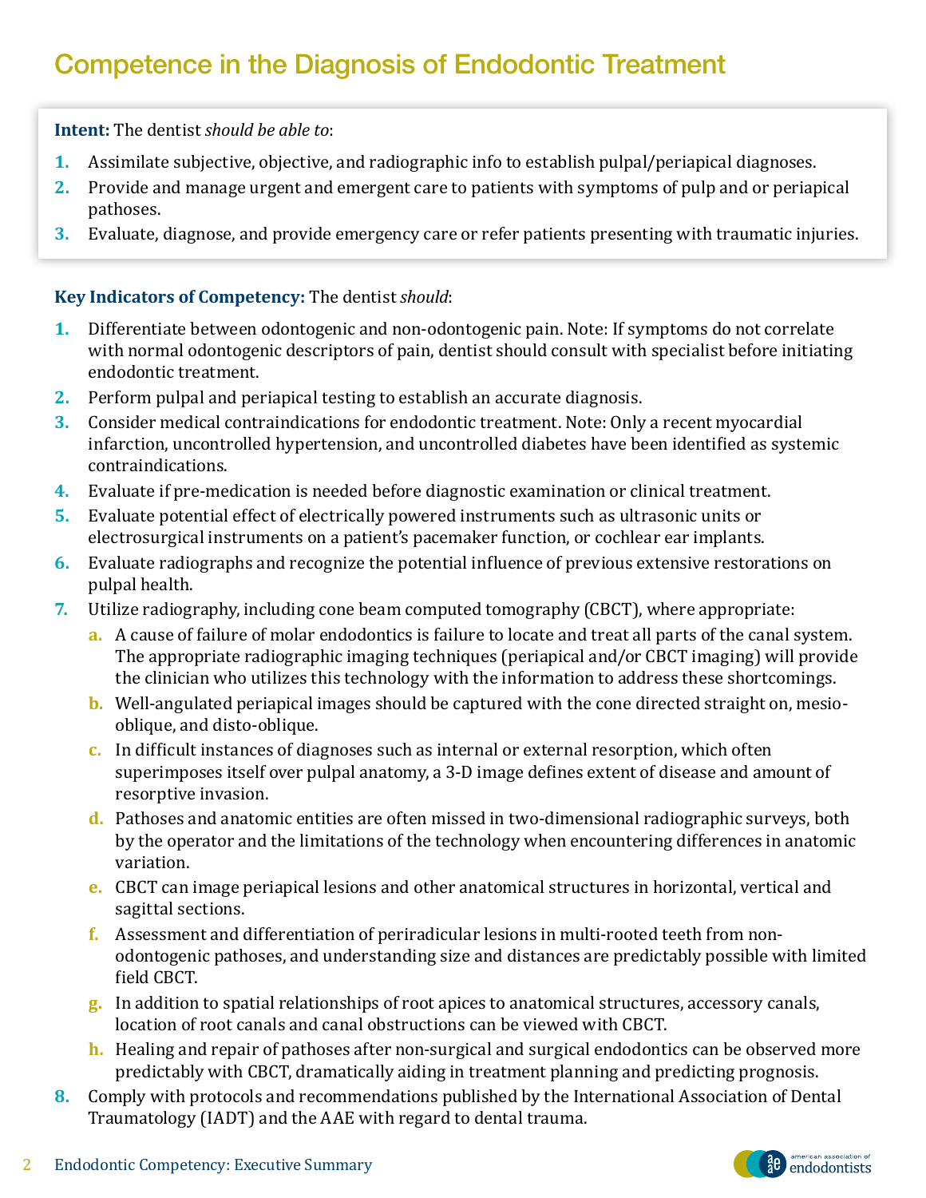# Competence in the Diagnosis of Endodontic Treatment

**Intent:** The dentist *should be able to*:

1. Assimilate subjective, objective, and radiographic info to establish pulpal/periapical diagnoses.
2. Provide and manage urgent and emergent care to patients with symptoms of pulp and or periapical pathoses.
3. Evaluate, diagnose, and provide emergency care or refer patients presenting with traumatic injuries.

**Key Indicators of Competency:** The dentist *should*:

1. Differentiate between odontogenic and non-odontogenic pain. Note: If symptoms do not correlate with normal odontogenic descriptors of pain, dentist should consult with specialist before initiating endodontic treatment.
2. Perform pulpal and periapical testing to establish an accurate diagnosis.
3. Consider medical contraindications for endodontic treatment. Note: Only a recent myocardial infarction, uncontrolled hypertension, and uncontrolled diabetes have been identified as systemic contraindications.
4. Evaluate if pre-medication is needed before diagnostic examination or clinical treatment.
5. Evaluate potential effect of electrically powered instruments such as ultrasonic units or electrosurgical instruments on a patient's pacemaker function, or cochlear ear implants.
6. Evaluate radiographs and recognize the potential influence of previous extensive restorations on pulpal health.
7. Utilize radiography, including cone beam computed tomography (CBCT), where appropriate:
   a. A cause of failure of molar endodontics is failure to locate and treat all parts of the canal system. The appropriate radiographic imaging techniques (periapical and/or CBCT imaging) will provide the clinician who utilizes this technology with the information to address these shortcomings.
   b. Well-angulated periapical images should be captured with the cone directed straight on, mesio-oblique, and disto-oblique.
   c. In difficult instances of diagnoses such as internal or external resorption, which often superimposes itself over pulpal anatomy, a 3-D image defines extent of disease and amount of resorptive invasion.
   d. Pathoses and anatomic entities are often missed in two-dimensional radiographic surveys, both by the operator and the limitations of the technology when encountering differences in anatomic variation.
   e. CBCT can image periapical lesions and other anatomical structures in horizontal, vertical and sagittal sections.
   f. Assessment and differentiation of periradicular lesions in multi-rooted teeth from non-odontogenic pathoses, and understanding size and distances are predictably possible with limited field CBCT.
   g. In addition to spatial relationships of root apices to anatomical structures, accessory canals, location of root canals and canal obstructions can be viewed with CBCT.
   h. Healing and repair of pathoses after non-surgical and surgical endodontics can be observed more predictably with CBCT, dramatically aiding in treatment planning and predicting prognosis.
8. Comply with protocols and recommendations published by the International Association of Dental Traumatology (IADT) and the AAE with regard to dental trauma.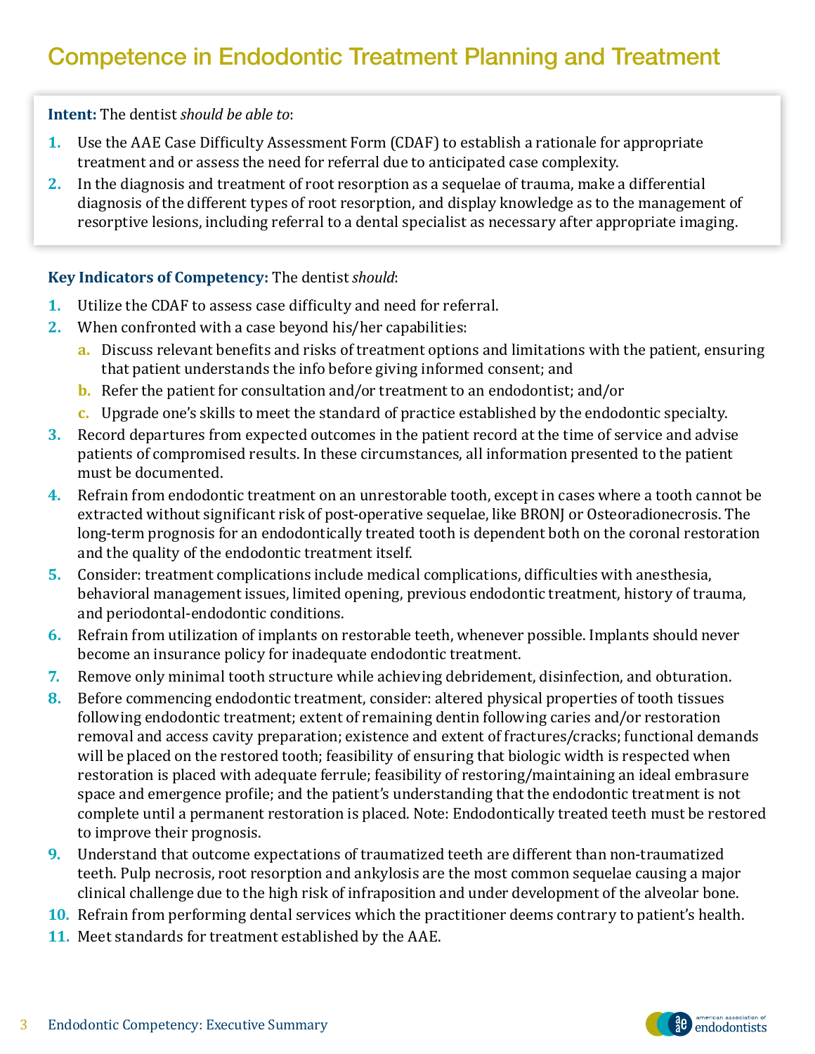# Competence in Endodontic Treatment Planning and Treatment

**Intent:** The dentist *should be able to*:

1. Use the AAE Case Difficulty Assessment Form (CDAF) to establish a rationale for appropriate treatment and or assess the need for referral due to anticipated case complexity.
2. In the diagnosis and treatment of root resorption as a sequelae of trauma, make a differential diagnosis of the different types of root resorption, and display knowledge as to the management of resorptive lesions, including referral to a dental specialist as necessary after appropriate imaging.

**Key Indicators of Competency:** The dentist *should*:

1. Utilize the CDAF to assess case difficulty and need for referral.
2. When confronted with a case beyond his/her capabilities:
   a. Discuss relevant benefits and risks of treatment options and limitations with the patient, ensuring that patient understands the info before giving informed consent; and
   b. Refer the patient for consultation and/or treatment to an endodontist; and/or
   c. Upgrade one's skills to meet the standard of practice established by the endodontic specialty.
3. Record departures from expected outcomes in the patient record at the time of service and advise patients of compromised results. In these circumstances, all information presented to the patient must be documented.
4. Refrain from endodontic treatment on an unrestorable tooth, except in cases where a tooth cannot be extracted without significant risk of post-operative sequelae, like BRONJ or Osteoradionecrosis. The long-term prognosis for an endodontically treated tooth is dependent both on the coronal restoration and the quality of the endodontic treatment itself.
5. Consider: treatment complications include medical complications, difficulties with anesthesia, behavioral management issues, limited opening, previous endodontic treatment, history of trauma, and periodontal-endodontic conditions.
6. Refrain from utilization of implants on restorable teeth, whenever possible. Implants should never become an insurance policy for inadequate endodontic treatment.
7. Remove only minimal tooth structure while achieving debridement, disinfection, and obturation.
8. Before commencing endodontic treatment, consider: altered physical properties of tooth tissues following endodontic treatment; extent of remaining dentin following caries and/or restoration removal and access cavity preparation; existence and extent of fractures/cracks; functional demands will be placed on the restored tooth; feasibility of ensuring that biologic width is respected when restoration is placed with adequate ferrule; feasibility of restoring/maintaining an ideal embrasure space and emergence profile; and the patient's understanding that the endodontic treatment is not complete until a permanent restoration is placed. Note: Endodontically treated teeth must be restored to improve their prognosis.
9. Understand that outcome expectations of traumatized teeth are different than non-traumatized teeth. Pulp necrosis, root resorption and ankylosis are the most common sequelae causing a major clinical challenge due to the high risk of infraposition and under development of the alveolar bone.
10. Refrain from performing dental services which the practitioner deems contrary to patient's health.
11. Meet standards for treatment established by the AAE.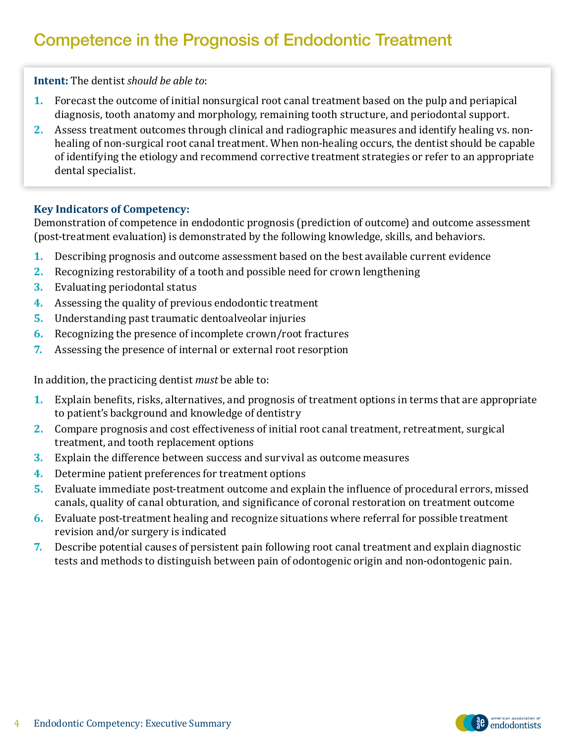# Competence in the Prognosis of Endodontic Treatment

**Intent:** The dentist *should be able to*:

1. Forecast the outcome of initial nonsurgical root canal treatment based on the pulp and periapical diagnosis, tooth anatomy and morphology, remaining tooth structure, and periodontal support.
2. Assess treatment outcomes through clinical and radiographic measures and identify healing vs. non-healing of non-surgical root canal treatment. When non-healing occurs, the dentist should be capable of identifying the etiology and recommend corrective treatment strategies or refer to an appropriate dental specialist.

**Key Indicators of Competency:**

Demonstration of competence in endodontic prognosis (prediction of outcome) and outcome assessment (post-treatment evaluation) is demonstrated by the following knowledge, skills, and behaviors.

1. Describing prognosis and outcome assessment based on the best available current evidence
2. Recognizing restorability of a tooth and possible need for crown lengthening
3. Evaluating periodontal status
4. Assessing the quality of previous endodontic treatment
5. Understanding past traumatic dentoalveolar injuries
6. Recognizing the presence of incomplete crown/root fractures
7. Assessing the presence of internal or external root resorption

In addition, the practicing dentist *must* be able to:

1. Explain benefits, risks, alternatives, and prognosis of treatment options in terms that are appropriate to patient's background and knowledge of dentistry
2. Compare prognosis and cost effectiveness of initial root canal treatment, retreatment, surgical treatment, and tooth replacement options
3. Explain the difference between success and survival as outcome measures
4. Determine patient preferences for treatment options
5. Evaluate immediate post-treatment outcome and explain the influence of procedural errors, missed canals, quality of canal obturation, and significance of coronal restoration on treatment outcome
6. Evaluate post-treatment healing and recognize situations where referral for possible treatment revision and/or surgery is indicated
7. Describe potential causes of persistent pain following root canal treatment and explain diagnostic tests and methods to distinguish between pain of odontogenic origin and non-odontogenic pain.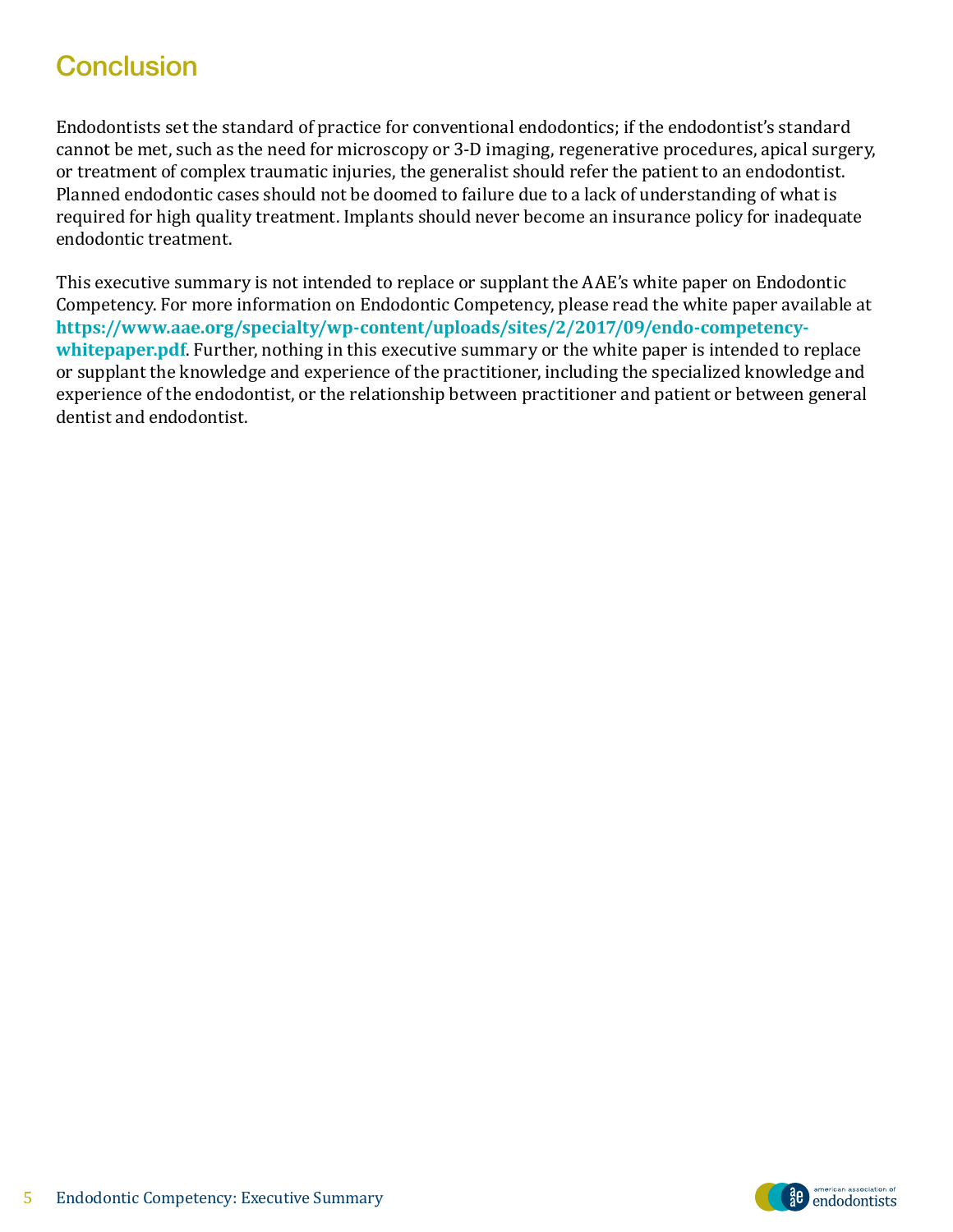## Conclusion

Endodontists set the standard of practice for conventional endodontics; if the endodontist's standard cannot be met, such as the need for microscopy or 3-D imaging, regenerative procedures, apical surgery, or treatment of complex traumatic injuries, the generalist should refer the patient to an endodontist. Planned endodontic cases should not be doomed to failure due to a lack of understanding of what is required for high quality treatment. Implants should never become an insurance policy for inadequate endodontic treatment.

This executive summary is not intended to replace or supplant the AAE's white paper on Endodontic Competency. For more information on Endodontic Competency, please read the white paper available at **https://www.aae.org/specialty/wp-content/uploads/sites/2/2017/09/endo-competency-whitepaper.pdf**. Further, nothing in this executive summary or the white paper is intended to replace or supplant the knowledge and experience of the practitioner, including the specialized knowledge and experience of the endodontist, or the relationship between practitioner and patient or between general dentist and endodontist.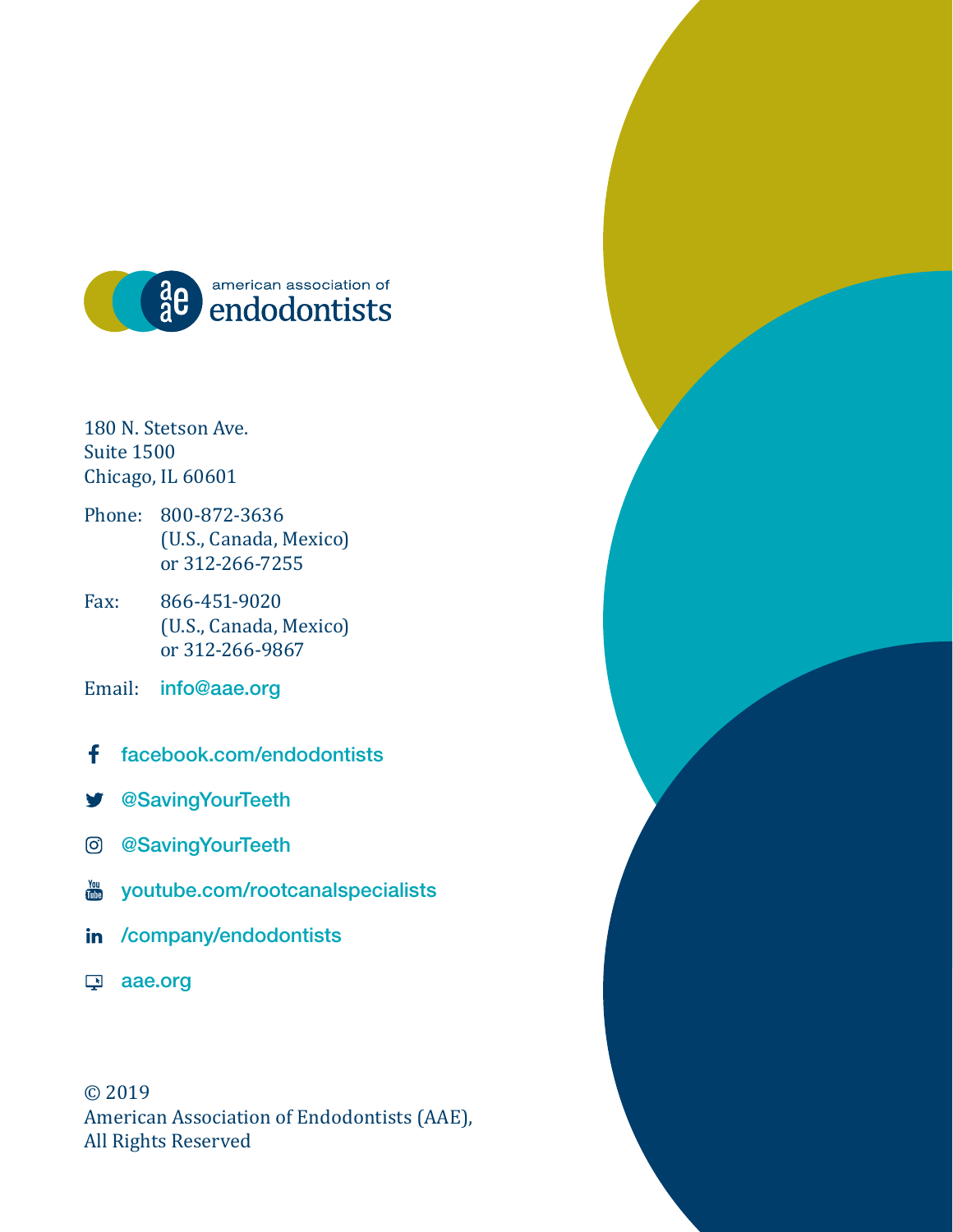american association of
endodontists

180 N. Stetson Ave.
Suite 1500
Chicago, IL 60601

Phone: 800-872-3636
(U.S., Canada, Mexico)
or 312-266-7255

Fax: 866-451-9020
(U.S., Canada, Mexico)
or 312-266-9867

Email: info@aae.org

facebook.com/endodontists

@SavingYourTeeth

@SavingYourTeeth

youtube.com/rootcanalspecialists

/company/endodontists

aae.org

© 2019
American Association of Endodontists (AAE),
All Rights Reserved